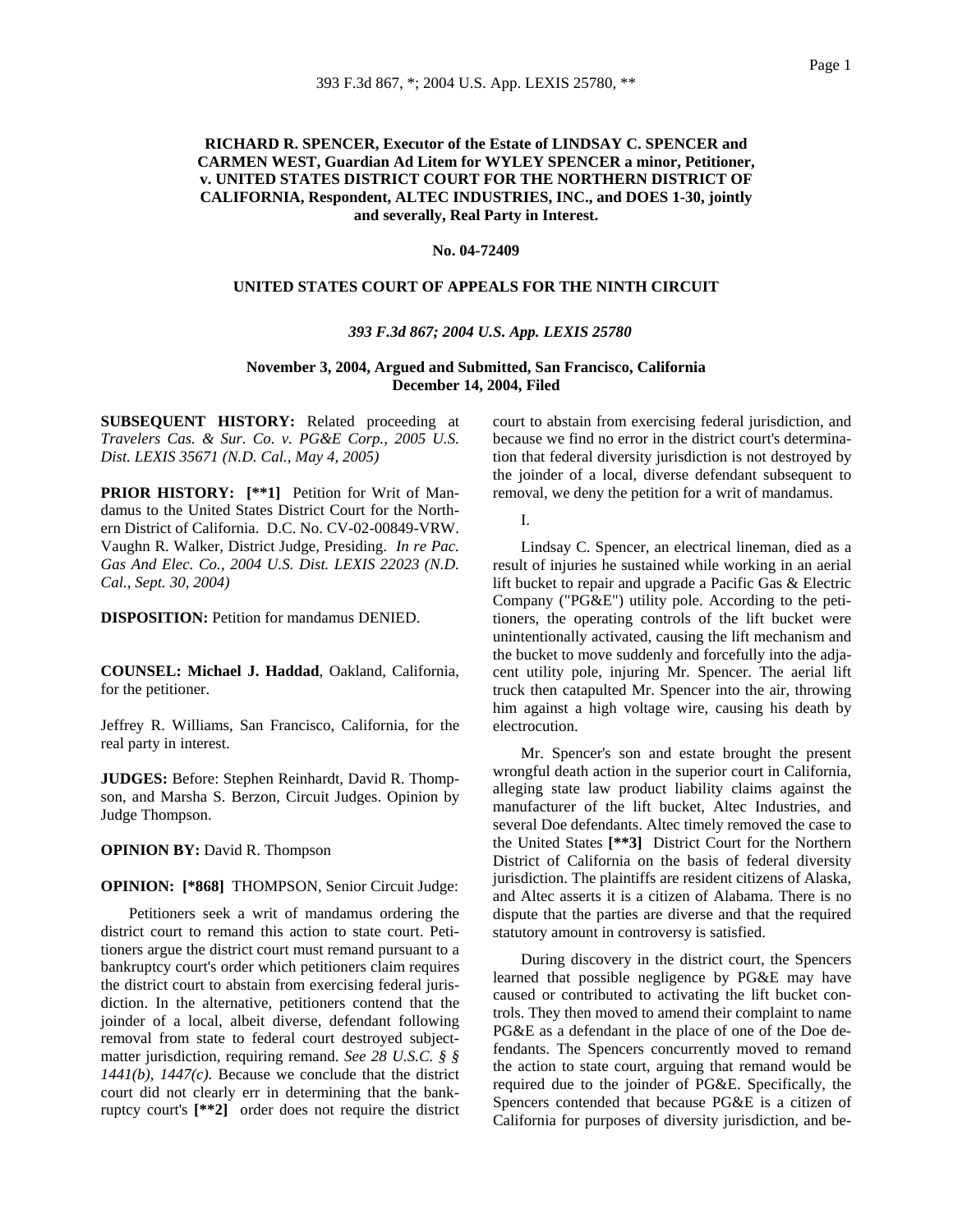**RICHARD R. SPENCER, Executor of the Estate of LINDSAY C. SPENCER and CARMEN WEST, Guardian Ad Litem for WYLEY SPENCER a minor, Petitioner, v. UNITED STATES DISTRICT COURT FOR THE NORTHERN DISTRICT OF CALIFORNIA, Respondent, ALTEC INDUSTRIES, INC., and DOES 1-30, jointly and severally, Real Party in Interest.**

**No. 04-72409**

**UNITED STATES COURT OF APPEALS FOR THE NINTH CIRCUIT**

***393 F.3d 867; 2004 U.S. App. LEXIS 25780***

**November 3, 2004, Argued and Submitted, San Francisco, California**
**December 14, 2004, Filed**

**SUBSEQUENT HISTORY:** Related proceeding at *Travelers Cas. & Sur. Co. v. PG&E Corp., 2005 U.S. Dist. LEXIS 35671 (N.D. Cal., May 4, 2005)*

**PRIOR HISTORY: [**1]** Petition for Writ of Mandamus to the United States District Court for the Northern District of California. D.C. No. CV-02-00849-VRW. Vaughn R. Walker, District Judge, Presiding. *In re Pac. Gas And Elec. Co., 2004 U.S. Dist. LEXIS 22023 (N.D. Cal., Sept. 30, 2004)*

**DISPOSITION:** Petition for mandamus DENIED.

**COUNSEL: Michael J. Haddad**, Oakland, California, for the petitioner.

Jeffrey R. Williams, San Francisco, California, for the real party in interest.

**JUDGES:** Before: Stephen Reinhardt, David R. Thompson, and Marsha S. Berzon, Circuit Judges. Opinion by Judge Thompson.

**OPINION BY:** David R. Thompson

**OPINION: [*868]** THOMPSON, Senior Circuit Judge:

Petitioners seek a writ of mandamus ordering the district court to remand this action to state court. Petitioners argue the district court must remand pursuant to a bankruptcy court's order which petitioners claim requires the district court to abstain from exercising federal jurisdiction. In the alternative, petitioners contend that the joinder of a local, albeit diverse, defendant following removal from state to federal court destroyed subject-matter jurisdiction, requiring remand. *See 28 U.S.C. § § 1441(b), 1447(c).* Because we conclude that the district court did not clearly err in determining that the bankruptcy court's **[**2]** order does not require the district court to abstain from exercising federal jurisdiction, and because we find no error in the district court's determination that federal diversity jurisdiction is not destroyed by the joinder of a local, diverse defendant subsequent to removal, we deny the petition for a writ of mandamus.

I.

Lindsay C. Spencer, an electrical lineman, died as a result of injuries he sustained while working in an aerial lift bucket to repair and upgrade a Pacific Gas & Electric Company ("PG&E") utility pole. According to the petitioners, the operating controls of the lift bucket were unintentionally activated, causing the lift mechanism and the bucket to move suddenly and forcefully into the adjacent utility pole, injuring Mr. Spencer. The aerial lift truck then catapulted Mr. Spencer into the air, throwing him against a high voltage wire, causing his death by electrocution.

Mr. Spencer's son and estate brought the present wrongful death action in the superior court in California, alleging state law product liability claims against the manufacturer of the lift bucket, Altec Industries, and several Doe defendants. Altec timely removed the case to the United States **[**3]** District Court for the Northern District of California on the basis of federal diversity jurisdiction. The plaintiffs are resident citizens of Alaska, and Altec asserts it is a citizen of Alabama. There is no dispute that the parties are diverse and that the required statutory amount in controversy is satisfied.

During discovery in the district court, the Spencers learned that possible negligence by PG&E may have caused or contributed to activating the lift bucket controls. They then moved to amend their complaint to name PG&E as a defendant in the place of one of the Doe defendants. The Spencers concurrently moved to remand the action to state court, arguing that remand would be required due to the joinder of PG&E. Specifically, the Spencers contended that because PG&E is a citizen of California for purposes of diversity jurisdiction, and be-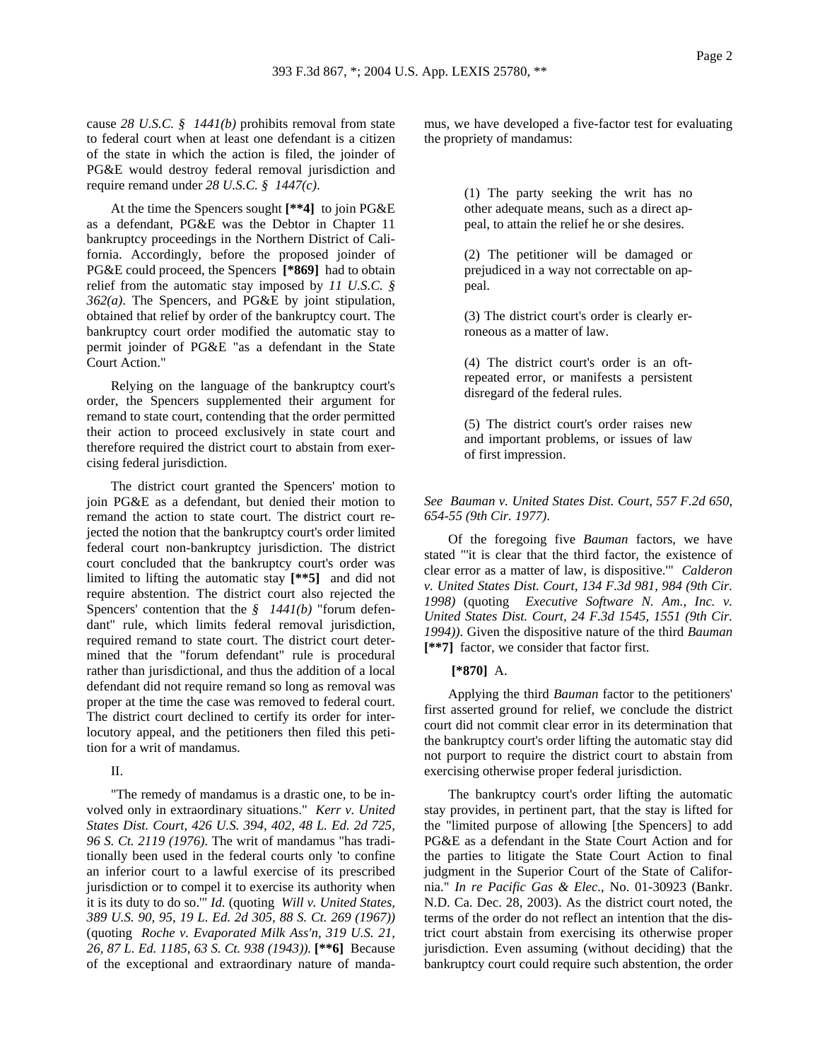cause *28 U.S.C. § 1441(b)* prohibits removal from state to federal court when at least one defendant is a citizen of the state in which the action is filed, the joinder of PG&E would destroy federal removal jurisdiction and require remand under *28 U.S.C. § 1447(c)*.

At the time the Spencers sought **[**4]** to join PG&E as a defendant, PG&E was the Debtor in Chapter 11 bankruptcy proceedings in the Northern District of California. Accordingly, before the proposed joinder of PG&E could proceed, the Spencers **[*869]** had to obtain relief from the automatic stay imposed by *11 U.S.C. § 362(a)*. The Spencers, and PG&E by joint stipulation, obtained that relief by order of the bankruptcy court. The bankruptcy court order modified the automatic stay to permit joinder of PG&E "as a defendant in the State Court Action."

Relying on the language of the bankruptcy court's order, the Spencers supplemented their argument for remand to state court, contending that the order permitted their action to proceed exclusively in state court and therefore required the district court to abstain from exercising federal jurisdiction.

The district court granted the Spencers' motion to join PG&E as a defendant, but denied their motion to remand the action to state court. The district court rejected the notion that the bankruptcy court's order limited federal court non-bankruptcy jurisdiction. The district court concluded that the bankruptcy court's order was limited to lifting the automatic stay **[**5]** and did not require abstention. The district court also rejected the Spencers' contention that the *§ 1441(b)* "forum defendant" rule, which limits federal removal jurisdiction, required remand to state court. The district court determined that the "forum defendant" rule is procedural rather than jurisdictional, and thus the addition of a local defendant did not require remand so long as removal was proper at the time the case was removed to federal court. The district court declined to certify its order for interlocutory appeal, and the petitioners then filed this petition for a writ of mandamus.

II.

"The remedy of mandamus is a drastic one, to be involved only in extraordinary situations." *Kerr v. United States Dist. Court, 426 U.S. 394, 402, 48 L. Ed. 2d 725, 96 S. Ct. 2119 (1976)*. The writ of mandamus "has traditionally been used in the federal courts only 'to confine an inferior court to a lawful exercise of its prescribed jurisdiction or to compel it to exercise its authority when it is its duty to do so.'" *Id.* (quoting *Will v. United States, 389 U.S. 90, 95, 19 L. Ed. 2d 305, 88 S. Ct. 269 (1967))* (quoting *Roche v. Evaporated Milk Ass'n, 319 U.S. 21, 26, 87 L. Ed. 1185, 63 S. Ct. 938 (1943))*. **[**6]** Because of the exceptional and extraordinary nature of mandamus, we have developed a five-factor test for evaluating the propriety of mandamus:

> (1) The party seeking the writ has no other adequate means, such as a direct appeal, to attain the relief he or she desires.
>
> (2) The petitioner will be damaged or prejudiced in a way not correctable on appeal.
>
> (3) The district court's order is clearly erroneous as a matter of law.
>
> (4) The district court's order is an oft-repeated error, or manifests a persistent disregard of the federal rules.
>
> (5) The district court's order raises new and important problems, or issues of law of first impression.

*See Bauman v. United States Dist. Court, 557 F.2d 650, 654-55 (9th Cir. 1977)*.

Of the foregoing five *Bauman* factors, we have stated "'it is clear that the third factor, the existence of clear error as a matter of law, is dispositive.'" *Calderon v. United States Dist. Court, 134 F.3d 981, 984 (9th Cir. 1998)* (quoting *Executive Software N. Am., Inc. v. United States Dist. Court, 24 F.3d 1545, 1551 (9th Cir. 1994))*. Given the dispositive nature of the third *Bauman* **[**7]** factor, we consider that factor first.

**[*870]** A.

Applying the third *Bauman* factor to the petitioners' first asserted ground for relief, we conclude the district court did not commit clear error in its determination that the bankruptcy court's order lifting the automatic stay did not purport to require the district court to abstain from exercising otherwise proper federal jurisdiction.

The bankruptcy court's order lifting the automatic stay provides, in pertinent part, that the stay is lifted for the "limited purpose of allowing [the Spencers] to add PG&E as a defendant in the State Court Action and for the parties to litigate the State Court Action to final judgment in the Superior Court of the State of California." *In re Pacific Gas & Elec.*, No. 01-30923 (Bankr. N.D. Ca. Dec. 28, 2003). As the district court noted, the terms of the order do not reflect an intention that the district court abstain from exercising its otherwise proper jurisdiction. Even assuming (without deciding) that the bankruptcy court could require such abstention, the order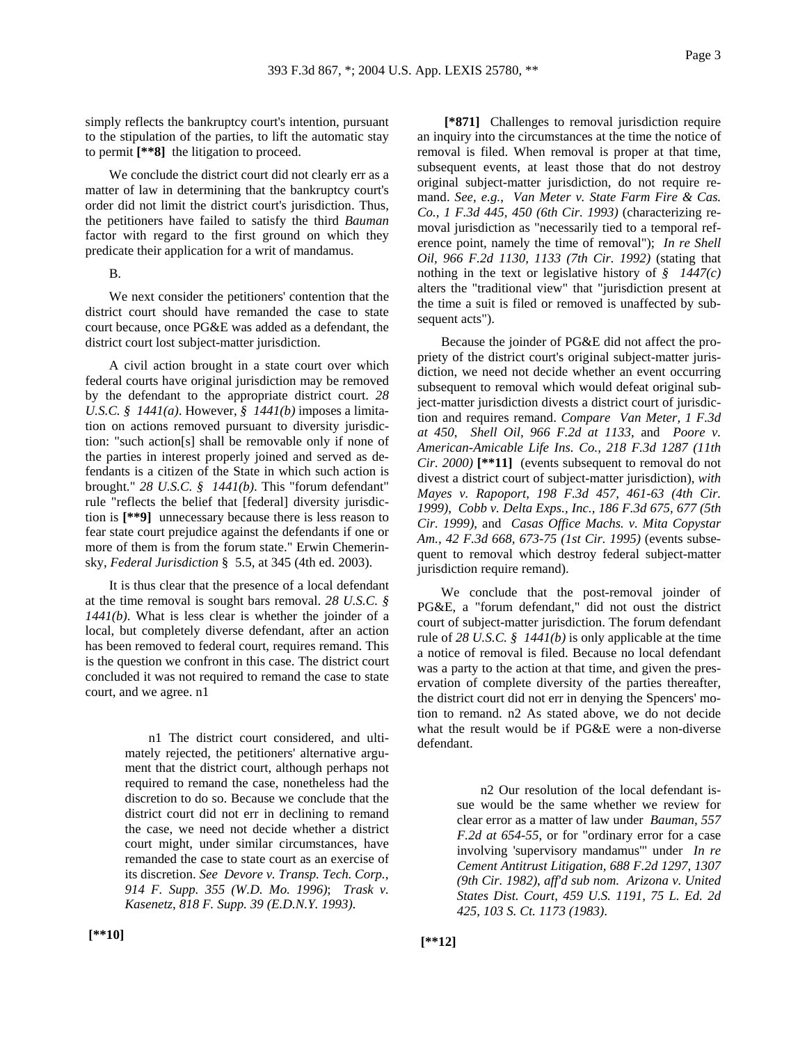simply reflects the bankruptcy court's intention, pursuant to the stipulation of the parties, to lift the automatic stay to permit **[**8]** the litigation to proceed.

We conclude the district court did not clearly err as a matter of law in determining that the bankruptcy court's order did not limit the district court's jurisdiction. Thus, the petitioners have failed to satisfy the third *Bauman* factor with regard to the first ground on which they predicate their application for a writ of mandamus.

B.

We next consider the petitioners' contention that the district court should have remanded the case to state court because, once PG&E was added as a defendant, the district court lost subject-matter jurisdiction.

A civil action brought in a state court over which federal courts have original jurisdiction may be removed by the defendant to the appropriate district court. *28 U.S.C. § 1441(a)*. However, *§ 1441(b)* imposes a limitation on actions removed pursuant to diversity jurisdiction: "such action[s] shall be removable only if none of the parties in interest properly joined and served as defendants is a citizen of the State in which such action is brought." *28 U.S.C. § 1441(b)*. This "forum defendant" rule "reflects the belief that [federal] diversity jurisdiction is **[**9]** unnecessary because there is less reason to fear state court prejudice against the defendants if one or more of them is from the forum state." Erwin Chemerinsky, *Federal Jurisdiction* § 5.5, at 345 (4th ed. 2003).

It is thus clear that the presence of a local defendant at the time removal is sought bars removal. *28 U.S.C. § 1441(b)*. What is less clear is whether the joinder of a local, but completely diverse defendant, after an action has been removed to federal court, requires remand. This is the question we confront in this case. The district court concluded it was not required to remand the case to state court, and we agree. n1

> n1 The district court considered, and ultimately rejected, the petitioners' alternative argument that the district court, although perhaps not required to remand the case, nonetheless had the discretion to do so. Because we conclude that the district court did not err in declining to remand the case, we need not decide whether a district court might, under similar circumstances, have remanded the case to state court as an exercise of its discretion. *See Devore v. Transp. Tech. Corp., 914 F. Supp. 355 (W.D. Mo. 1996)*; *Trask v. Kasenetz, 818 F. Supp. 39 (E.D.N.Y. 1993)*.

**[**10]**

**[*871]** Challenges to removal jurisdiction require an inquiry into the circumstances at the time the notice of removal is filed. When removal is proper at that time, subsequent events, at least those that do not destroy original subject-matter jurisdiction, do not require remand. *See, e.g., Van Meter v. State Farm Fire & Cas. Co., 1 F.3d 445, 450 (6th Cir. 1993)* (characterizing removal jurisdiction as "necessarily tied to a temporal reference point, namely the time of removal"); *In re Shell Oil, 966 F.2d 1130, 1133 (7th Cir. 1992)* (stating that nothing in the text or legislative history of *§ 1447(c)* alters the "traditional view" that "jurisdiction present at the time a suit is filed or removed is unaffected by subsequent acts").

Because the joinder of PG&E did not affect the propriety of the district court's original subject-matter jurisdiction, we need not decide whether an event occurring subsequent to removal which would defeat original subject-matter jurisdiction divests a district court of jurisdiction and requires remand. *Compare Van Meter, 1 F.3d at 450*, *Shell Oil, 966 F.2d at 1133*, and *Poore v. American-Amicable Life Ins. Co., 218 F.3d 1287 (11th Cir. 2000)* **[**11]** (events subsequent to removal do not divest a district court of subject-matter jurisdiction), *with Mayes v. Rapoport, 198 F.3d 457, 461-63 (4th Cir. 1999)*, *Cobb v. Delta Exps., Inc., 186 F.3d 675, 677 (5th Cir. 1999)*, and *Casas Office Machs. v. Mita Copystar Am., 42 F.3d 668, 673-75 (1st Cir. 1995)* (events subsequent to removal which destroy federal subject-matter jurisdiction require remand).

We conclude that the post-removal joinder of PG&E, a "forum defendant," did not oust the district court of subject-matter jurisdiction. The forum defendant rule of *28 U.S.C. § 1441(b)* is only applicable at the time a notice of removal is filed. Because no local defendant was a party to the action at that time, and given the preservation of complete diversity of the parties thereafter, the district court did not err in denying the Spencers' motion to remand. n2 As stated above, we do not decide what the result would be if PG&E were a non-diverse defendant.

> n2 Our resolution of the local defendant issue would be the same whether we review for clear error as a matter of law under *Bauman, 557 F.2d at 654-55*, or for "ordinary error for a case involving 'supervisory mandamus'" under *In re Cement Antitrust Litigation, 688 F.2d 1297, 1307 (9th Cir. 1982)*, *aff'd sub nom. Arizona v. United States Dist. Court, 459 U.S. 1191, 75 L. Ed. 2d 425, 103 S. Ct. 1173 (1983)*.

**[**12]**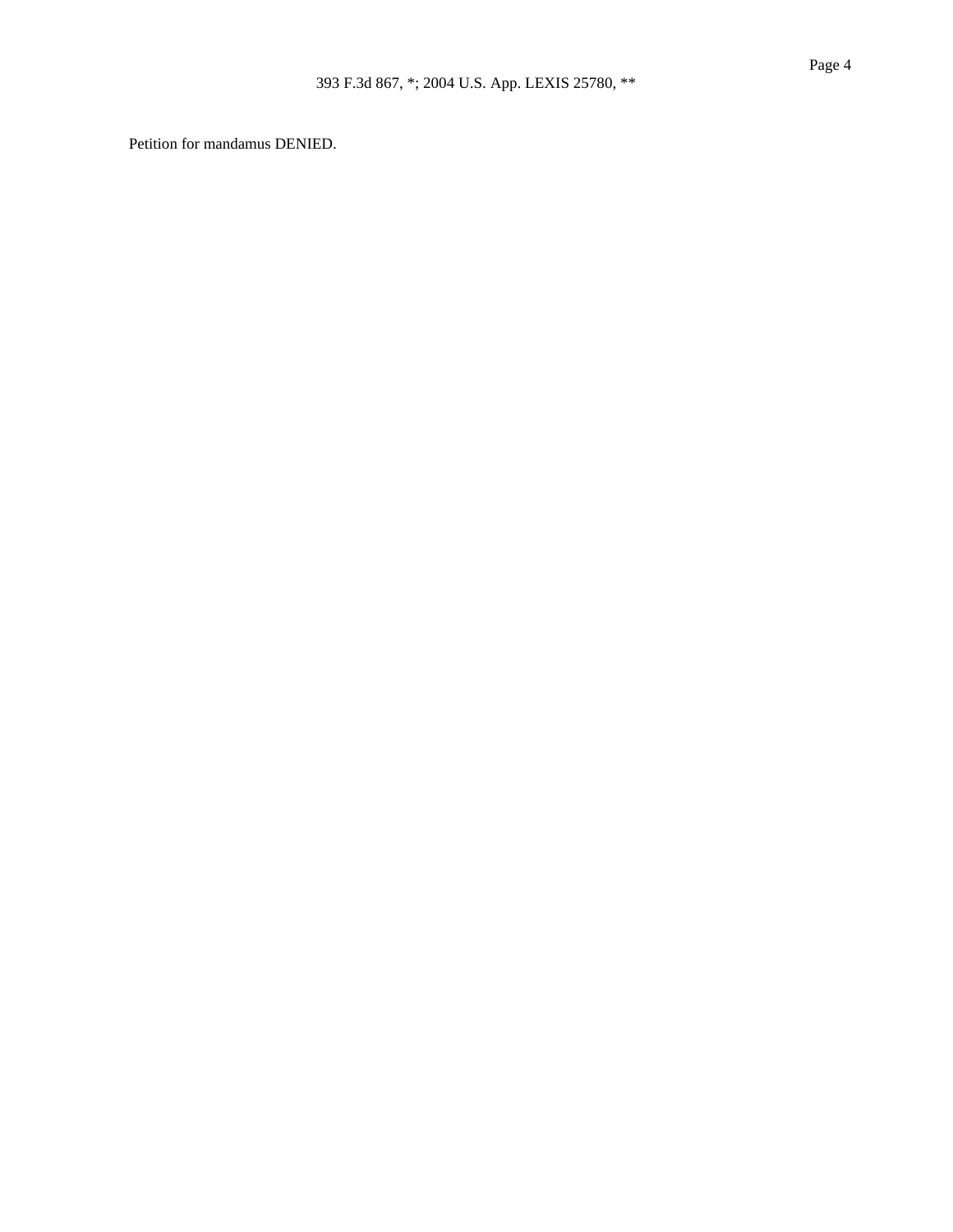Petition for mandamus DENIED.